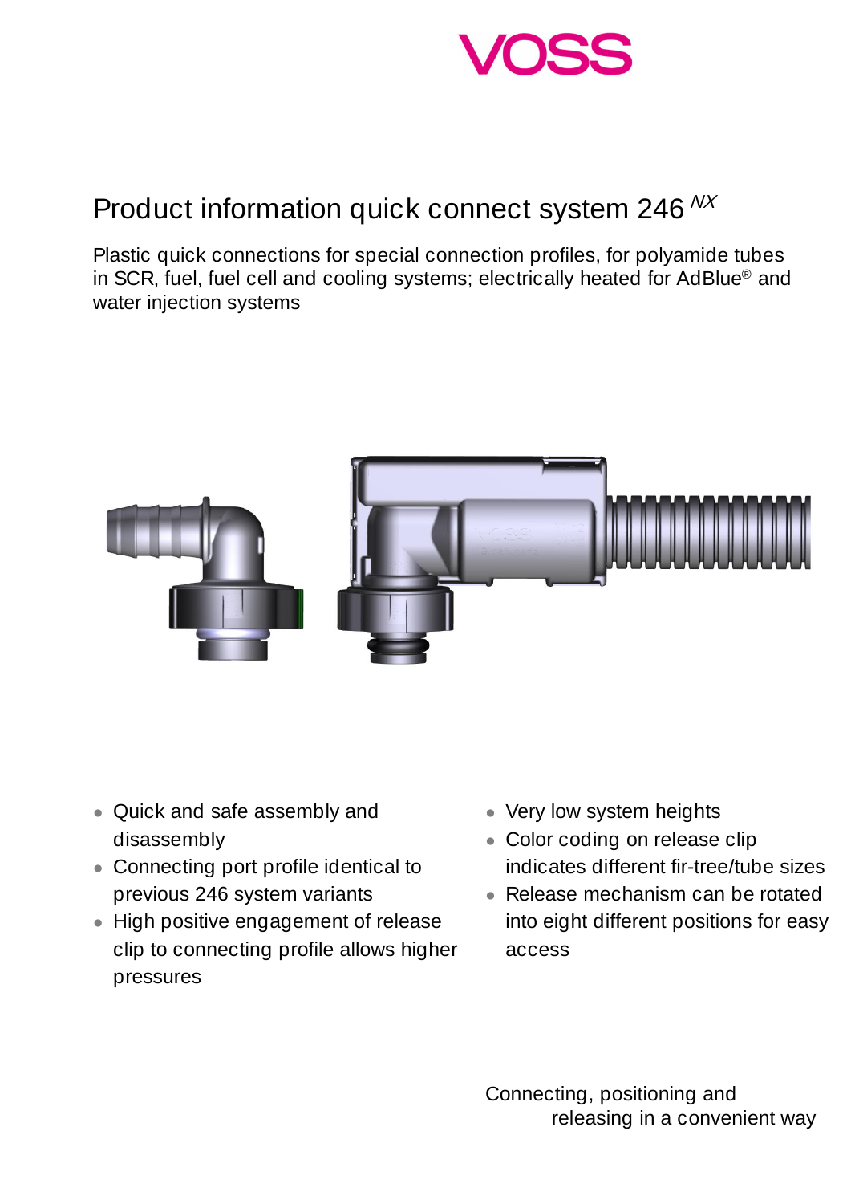VOSS

# Product information quick connect system 246 *NX*

Plastic quick connections for special connection profiles, for polyamide tubes in SCR, fuel, fuel cell and cooling systems; electrically heated for AdBlue® and water injection systems

- Quick and safe assembly and disassembly
- Connecting port profile identical to previous 246 system variants
- High positive engagement of release clip to connecting profile allows higher pressures
- Very low system heights
- Color coding on release clip indicates different fir-tree/tube sizes
- Release mechanism can be rotated into eight different positions for easy access

Connecting, positioning and releasing in a convenient way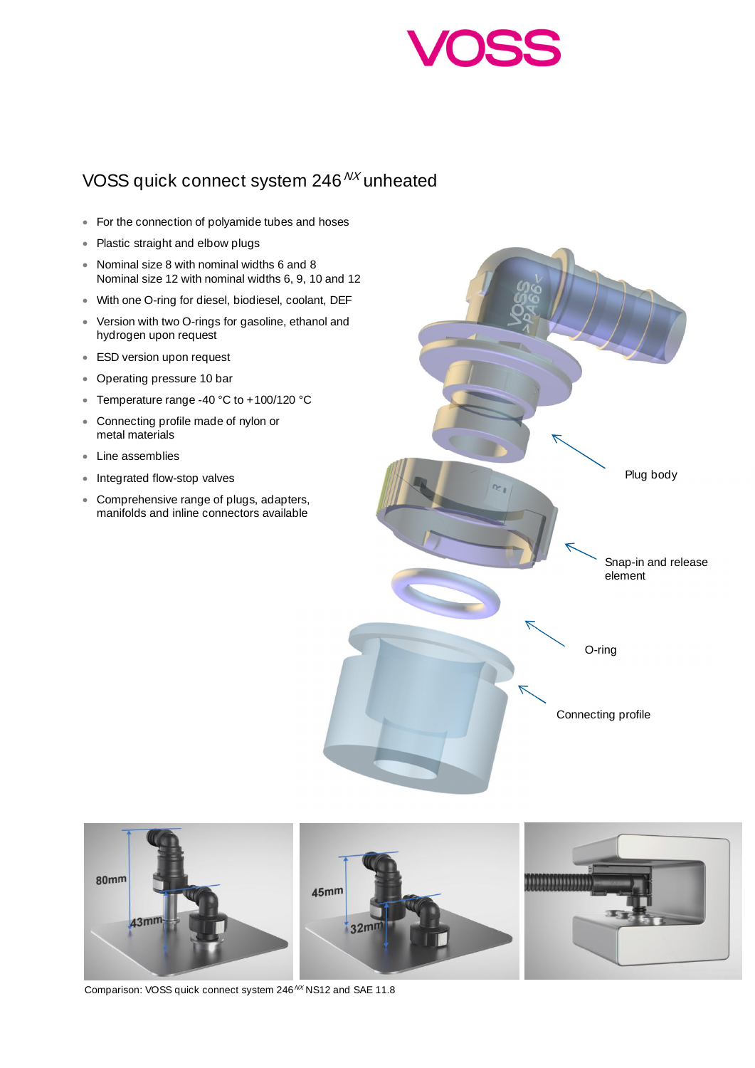# VOSS quick connect system 246 $^{NX}$ unheated

- For the connection of polyamide tubes and hoses
- Plastic straight and elbow plugs
- Nominal size 8 with nominal widths 6 and 8
  Nominal size 12 with nominal widths 6, 9, 10 and 12
- With one O-ring for diesel, biodiesel, coolant, DEF
- Version with two O-rings for gasoline, ethanol and hydrogen upon request
- ESD version upon request
- Operating pressure 10 bar
- Temperature range -40 °C to +100/120 °C
- Connecting profile made of nylon or metal materials
- Line assemblies
- Integrated flow-stop valves
- Comprehensive range of plugs, adapters, manifolds and inline connectors available

Plug body

Snap-in and release element

O-ring

Connecting profile

Comparison: VOSS quick connect system 246 $^{NX}$ NS12 and SAE 11.8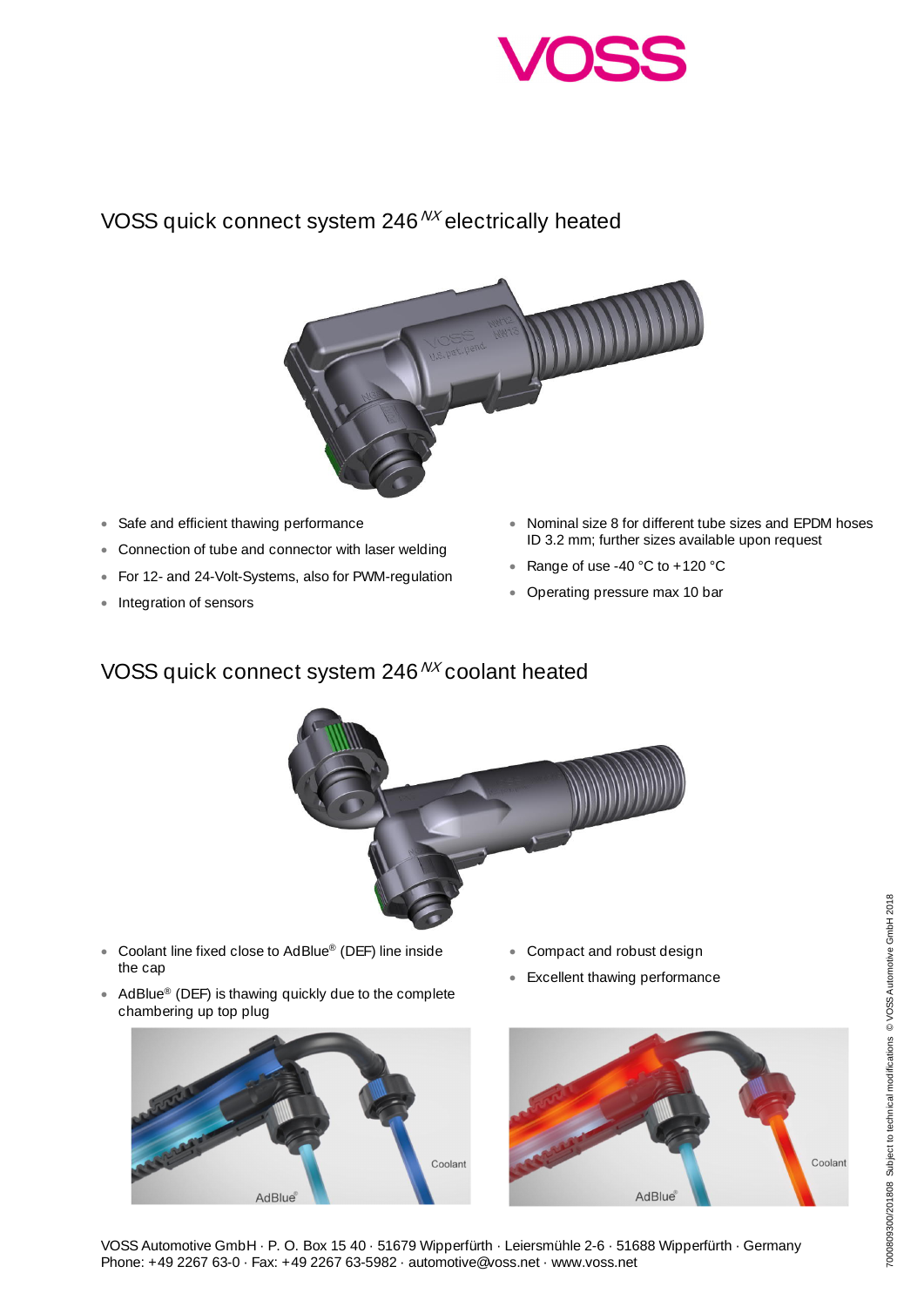VOSS

## VOSS quick connect system 246 $^{NX}$ electrically heated

- Safe and efficient thawing performance
- Connection of tube and connector with laser welding
- For 12- and 24-Volt-Systems, also for PWM-regulation
- Integration of sensors
- Nominal size 8 for different tube sizes and EPDM hoses ID 3.2 mm; further sizes available upon request
- Range of use -40 °C to +120 °C
- Operating pressure max 10 bar

## VOSS quick connect system 246 $^{NX}$ coolant heated

- Coolant line fixed close to AdBlue® (DEF) line inside the cap
- AdBlue® (DEF) is thawing quickly due to the complete chambering up top plug
- Compact and robust design
- Excellent thawing performance

Coolant

AdBlue®

Coolant

AdBlue®

VOSS Automotive GmbH · P. O. Box 15 40 · 51679 Wipperfürth · Leiersmühle 2-6 · 51688 Wipperfürth · Germany
Phone: +49 2267 63-0 · Fax: +49 2267 63-5982 · automotive@voss.net · www.voss.net

7000809300/201808 Subject to technical modifications © VOSS Automotive GmbH 2018